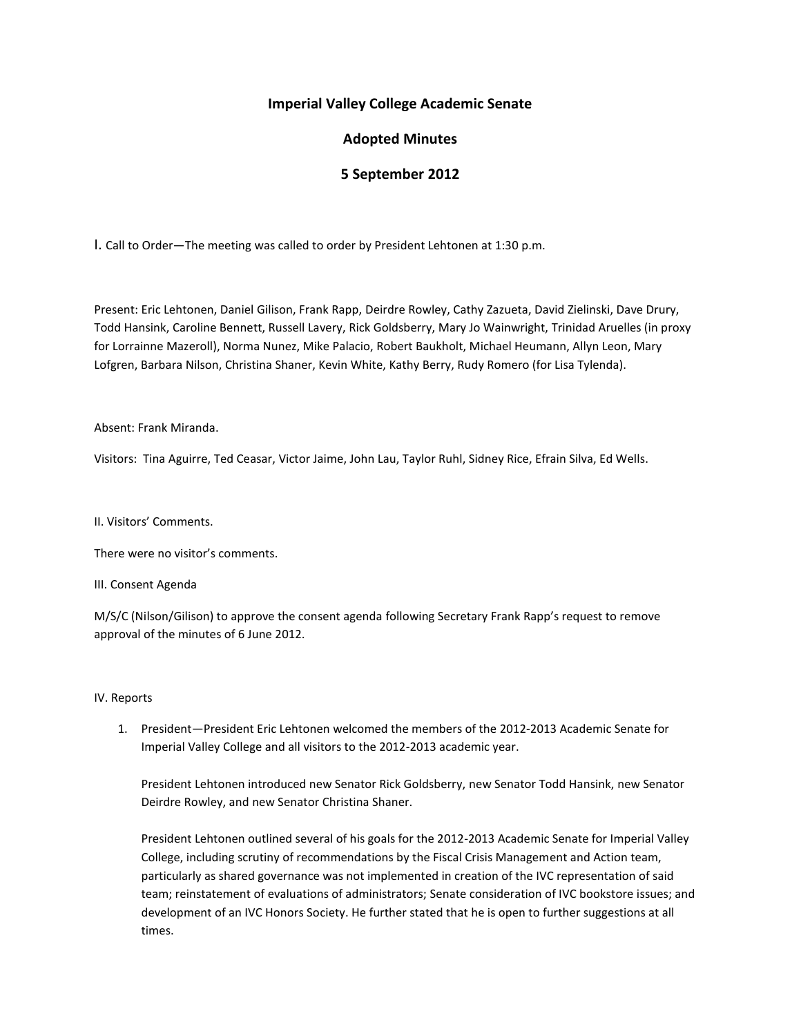# Imperial Valley College Academic Senate

## Adopted Minutes

## 5 September 2012

I. Call to Order—The meeting was called to order by President Lehtonen at 1:30 p.m.

Present: Eric Lehtonen, Daniel Gilison, Frank Rapp, Deirdre Rowley, Cathy Zazueta, David Zielinski, Dave Drury, Todd Hansink, Caroline Bennett, Russell Lavery, Rick Goldsberry, Mary Jo Wainwright, Trinidad Aruelles (in proxy for Lorrainne Mazeroll), Norma Nunez, Mike Palacio, Robert Baukholt, Michael Heumann, Allyn Leon, Mary Lofgren, Barbara Nilson, Christina Shaner, Kevin White, Kathy Berry, Rudy Romero (for Lisa Tylenda).

Absent: Frank Miranda.

Visitors: Tina Aguirre, Ted Ceasar, Victor Jaime, John Lau, Taylor Ruhl, Sidney Rice, Efrain Silva, Ed Wells.

II. Visitors' Comments.

There were no visitor's comments.

III. Consent Agenda

M/S/C (Nilson/Gilison) to approve the consent agenda following Secretary Frank Rapp's request to remove approval of the minutes of 6 June 2012.

IV. Reports

1. President—President Eric Lehtonen welcomed the members of the 2012-2013 Academic Senate for Imperial Valley College and all visitors to the 2012-2013 academic year.

   President Lehtonen introduced new Senator Rick Goldsberry, new Senator Todd Hansink, new Senator Deirdre Rowley, and new Senator Christina Shaner.

   President Lehtonen outlined several of his goals for the 2012-2013 Academic Senate for Imperial Valley College, including scrutiny of recommendations by the Fiscal Crisis Management and Action team, particularly as shared governance was not implemented in creation of the IVC representation of said team; reinstatement of evaluations of administrators; Senate consideration of IVC bookstore issues; and development of an IVC Honors Society. He further stated that he is open to further suggestions at all times.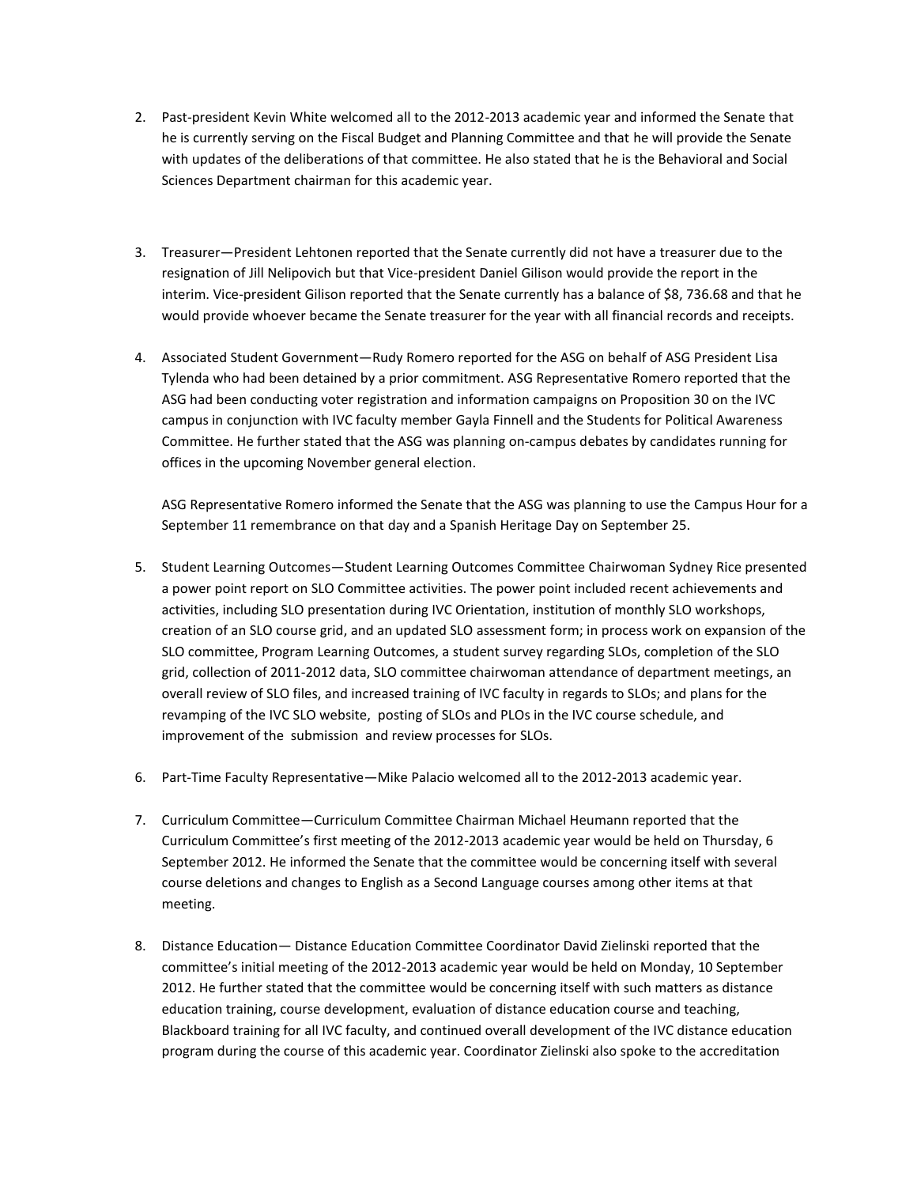2. Past-president Kevin White welcomed all to the 2012-2013 academic year and informed the Senate that he is currently serving on the Fiscal Budget and Planning Committee and that he will provide the Senate with updates of the deliberations of that committee. He also stated that he is the Behavioral and Social Sciences Department chairman for this academic year.

3. Treasurer—President Lehtonen reported that the Senate currently did not have a treasurer due to the resignation of Jill Nelipovich but that Vice-president Daniel Gilison would provide the report in the interim. Vice-president Gilison reported that the Senate currently has a balance of $8, 736.68 and that he would provide whoever became the Senate treasurer for the year with all financial records and receipts.

4. Associated Student Government—Rudy Romero reported for the ASG on behalf of ASG President Lisa Tylenda who had been detained by a prior commitment. ASG Representative Romero reported that the ASG had been conducting voter registration and information campaigns on Proposition 30 on the IVC campus in conjunction with IVC faculty member Gayla Finnell and the Students for Political Awareness Committee. He further stated that the ASG was planning on-campus debates by candidates running for offices in the upcoming November general election.

   ASG Representative Romero informed the Senate that the ASG was planning to use the Campus Hour for a September 11 remembrance on that day and a Spanish Heritage Day on September 25.

5. Student Learning Outcomes—Student Learning Outcomes Committee Chairwoman Sydney Rice presented a power point report on SLO Committee activities. The power point included recent achievements and activities, including SLO presentation during IVC Orientation, institution of monthly SLO workshops, creation of an SLO course grid, and an updated SLO assessment form; in process work on expansion of the SLO committee, Program Learning Outcomes, a student survey regarding SLOs, completion of the SLO grid, collection of 2011-2012 data, SLO committee chairwoman attendance of department meetings, an overall review of SLO files, and increased training of IVC faculty in regards to SLOs; and plans for the revamping of the IVC SLO website, posting of SLOs and PLOs in the IVC course schedule, and improvement of the submission and review processes for SLOs.

6. Part-Time Faculty Representative—Mike Palacio welcomed all to the 2012-2013 academic year.

7. Curriculum Committee—Curriculum Committee Chairman Michael Heumann reported that the Curriculum Committee's first meeting of the 2012-2013 academic year would be held on Thursday, 6 September 2012. He informed the Senate that the committee would be concerning itself with several course deletions and changes to English as a Second Language courses among other items at that meeting.

8. Distance Education— Distance Education Committee Coordinator David Zielinski reported that the committee's initial meeting of the 2012-2013 academic year would be held on Monday, 10 September 2012. He further stated that the committee would be concerning itself with such matters as distance education training, course development, evaluation of distance education course and teaching, Blackboard training for all IVC faculty, and continued overall development of the IVC distance education program during the course of this academic year. Coordinator Zielinski also spoke to the accreditation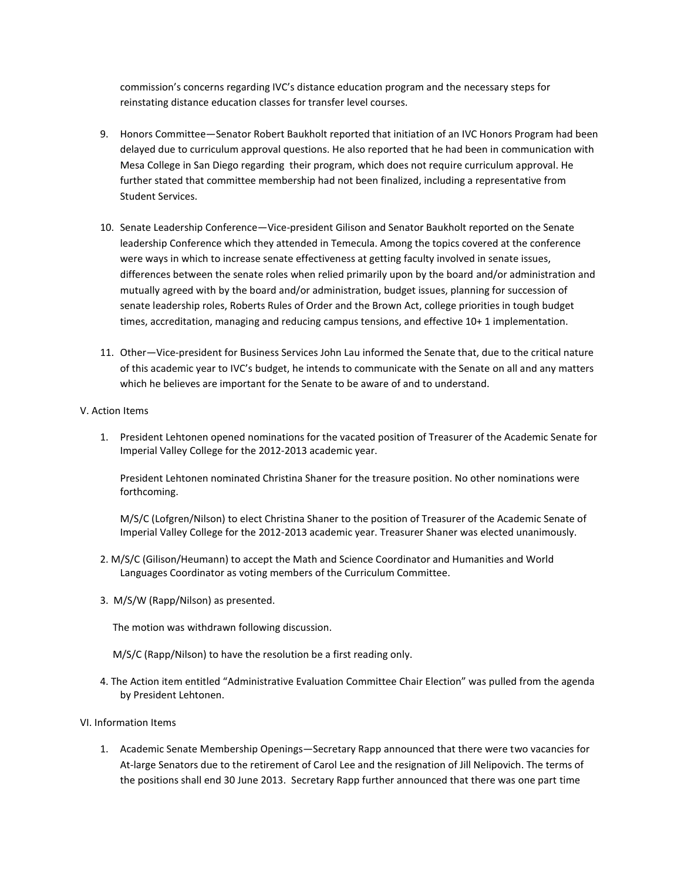commission's concerns regarding IVC's distance education program and the necessary steps for reinstating distance education classes for transfer level courses.

9. Honors Committee—Senator Robert Baukholt reported that initiation of an IVC Honors Program had been delayed due to curriculum approval questions. He also reported that he had been in communication with Mesa College in San Diego regarding their program, which does not require curriculum approval. He further stated that committee membership had not been finalized, including a representative from Student Services.

10. Senate Leadership Conference—Vice-president Gilison and Senator Baukholt reported on the Senate leadership Conference which they attended in Temecula. Among the topics covered at the conference were ways in which to increase senate effectiveness at getting faculty involved in senate issues, differences between the senate roles when relied primarily upon by the board and/or administration and mutually agreed with by the board and/or administration, budget issues, planning for succession of senate leadership roles, Roberts Rules of Order and the Brown Act, college priorities in tough budget times, accreditation, managing and reducing campus tensions, and effective 10+ 1 implementation.

11. Other—Vice-president for Business Services John Lau informed the Senate that, due to the critical nature of this academic year to IVC's budget, he intends to communicate with the Senate on all and any matters which he believes are important for the Senate to be aware of and to understand.

V. Action Items

1. President Lehtonen opened nominations for the vacated position of Treasurer of the Academic Senate for Imperial Valley College for the 2012-2013 academic year.

   President Lehtonen nominated Christina Shaner for the treasure position. No other nominations were forthcoming.

   M/S/C (Lofgren/Nilson) to elect Christina Shaner to the position of Treasurer of the Academic Senate of Imperial Valley College for the 2012-2013 academic year. Treasurer Shaner was elected unanimously.

2. M/S/C (Gilison/Heumann) to accept the Math and Science Coordinator and Humanities and World Languages Coordinator as voting members of the Curriculum Committee.

3. M/S/W (Rapp/Nilson) as presented.

   The motion was withdrawn following discussion.

   M/S/C (Rapp/Nilson) to have the resolution be a first reading only.

4. The Action item entitled "Administrative Evaluation Committee Chair Election" was pulled from the agenda by President Lehtonen.

VI. Information Items

1. Academic Senate Membership Openings—Secretary Rapp announced that there were two vacancies for At-large Senators due to the retirement of Carol Lee and the resignation of Jill Nelipovich. The terms of the positions shall end 30 June 2013. Secretary Rapp further announced that there was one part time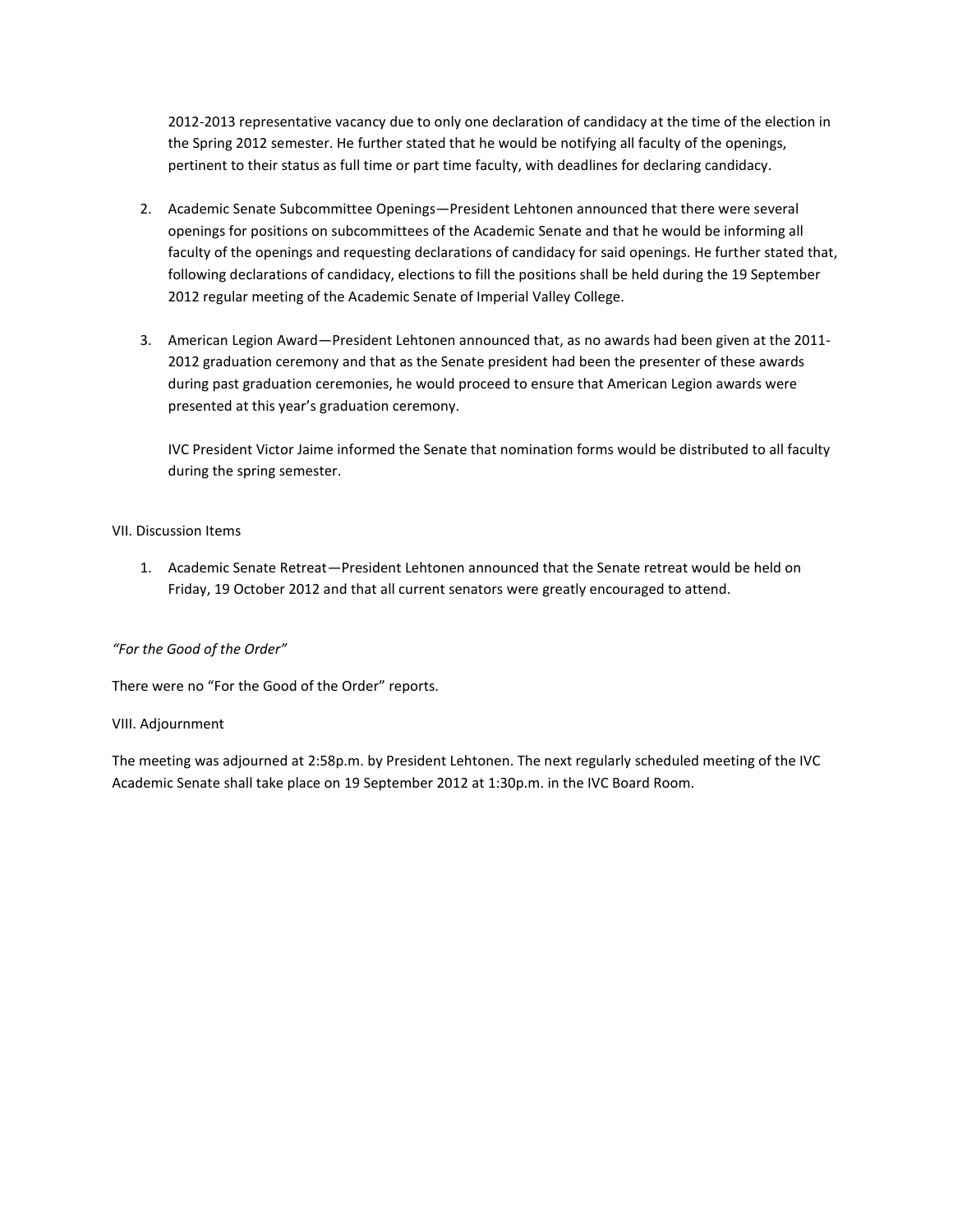2012-2013 representative vacancy due to only one declaration of candidacy at the time of the election in the Spring 2012 semester. He further stated that he would be notifying all faculty of the openings, pertinent to their status as full time or part time faculty, with deadlines for declaring candidacy.

2. Academic Senate Subcommittee Openings—President Lehtonen announced that there were several openings for positions on subcommittees of the Academic Senate and that he would be informing all faculty of the openings and requesting declarations of candidacy for said openings. He further stated that, following declarations of candidacy, elections to fill the positions shall be held during the 19 September 2012 regular meeting of the Academic Senate of Imperial Valley College.

3. American Legion Award—President Lehtonen announced that, as no awards had been given at the 2011-2012 graduation ceremony and that as the Senate president had been the presenter of these awards during past graduation ceremonies, he would proceed to ensure that American Legion awards were presented at this year's graduation ceremony.

   IVC President Victor Jaime informed the Senate that nomination forms would be distributed to all faculty during the spring semester.

VII. Discussion Items

1. Academic Senate Retreat—President Lehtonen announced that the Senate retreat would be held on Friday, 19 October 2012 and that all current senators were greatly encouraged to attend.

*"For the Good of the Order"*

There were no "For the Good of the Order" reports.

VIII. Adjournment

The meeting was adjourned at 2:58p.m. by President Lehtonen. The next regularly scheduled meeting of the IVC Academic Senate shall take place on 19 September 2012 at 1:30p.m. in the IVC Board Room.